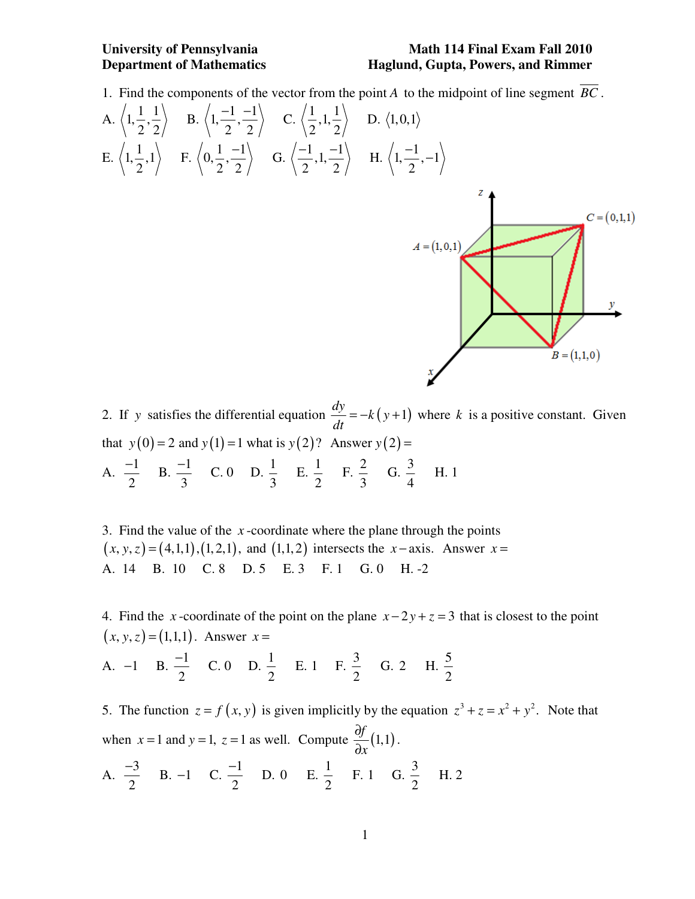**University of Pennsylvania** **Math 114 Final Exam Fall 2010**
**Department of Mathematics** **Haglund, Gupta, Powers, and Rimmer**

1. Find the components of the vector from the point $A$ to the midpoint of line segment $\overline{BC}$.

A. $\left\langle 1,\frac{1}{2},\frac{1}{2}\right\rangle$ B. $\left\langle 1,\frac{-1}{2},\frac{-1}{2}\right\rangle$ C. $\left\langle \frac{1}{2},1,\frac{1}{2}\right\rangle$ D. $\langle 1,0,1\rangle$

E. $\left\langle 1,\frac{1}{2},1\right\rangle$ F. $\left\langle 0,\frac{1}{2},\frac{-1}{2}\right\rangle$ G. $\left\langle \frac{-1}{2},1,\frac{-1}{2}\right\rangle$ H. $\left\langle 1,\frac{-1}{2},-1\right\rangle$

$A=(1,0,1)$, $B=(1,1,0)$, $C=(0,1,1)$

2. If $y$ satisfies the differential equation $\frac{dy}{dt}=-k(y+1)$ where $k$ is a positive constant. Given that $y(0)=2$ and $y(1)=1$ what is $y(2)$? Answer $y(2)=$

A. $\frac{-1}{2}$ B. $\frac{-1}{3}$ C. 0 D. $\frac{1}{3}$ E. $\frac{1}{2}$ F. $\frac{2}{3}$ G. $\frac{3}{4}$ H. 1

3. Find the value of the $x$-coordinate where the plane through the points $(x,y,z)=(4,1,1),(1,2,1)$, and $(1,1,2)$ intersects the $x-$axis. Answer $x=$

A. 14 B. 10 C. 8 D. 5 E. 3 F. 1 G. 0 H. -2

4. Find the $x$-coordinate of the point on the plane $x-2y+z=3$ that is closest to the point $(x,y,z)=(1,1,1)$. Answer $x=$

A. $-1$ B. $\frac{-1}{2}$ C. 0 D. $\frac{1}{2}$ E. 1 F. $\frac{3}{2}$ G. 2 H. $\frac{5}{2}$

5. The function $z=f(x,y)$ is given implicitly by the equation $z^3+z=x^2+y^2$. Note that when $x=1$ and $y=1$, $z=1$ as well. Compute $\frac{\partial f}{\partial x}(1,1)$.

A. $\frac{-3}{2}$ B. $-1$ C. $\frac{-1}{2}$ D. 0 E. $\frac{1}{2}$ F. 1 G. $\frac{3}{2}$ H. 2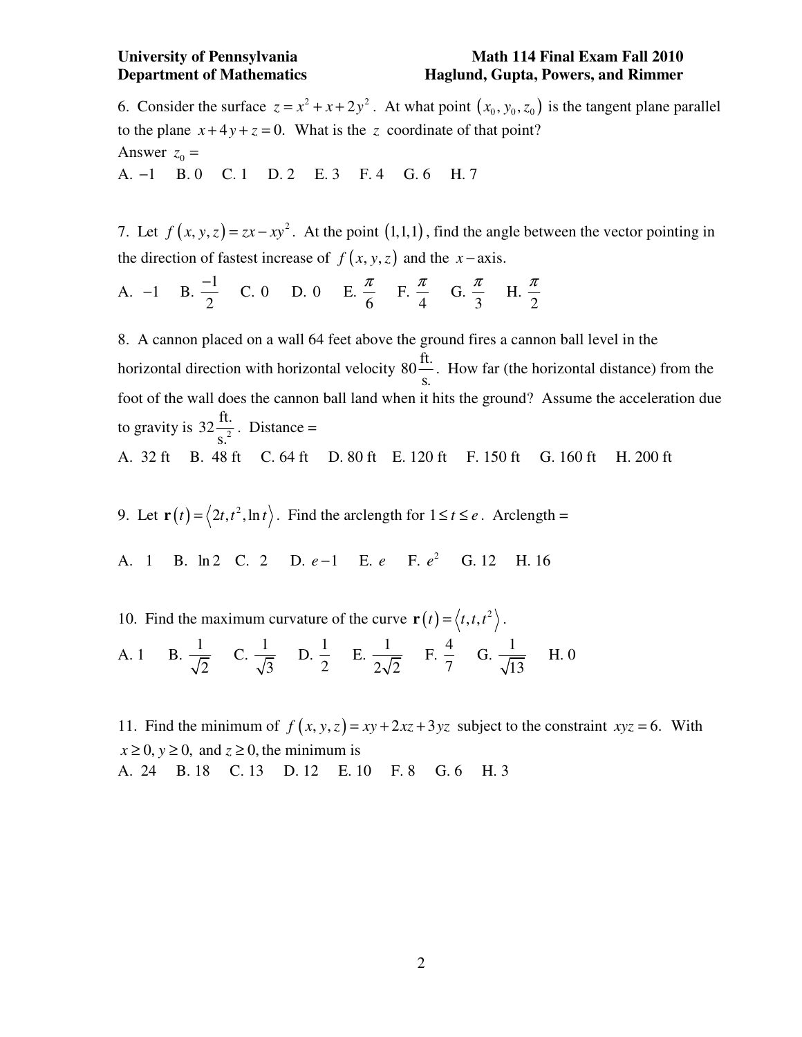6. Consider the surface $z = x^2 + x + 2y^2$. At what point $(x_0, y_0, z_0)$ is the tangent plane parallel to the plane $x + 4y + z = 0$. What is the $z$ coordinate of that point?

Answer $z_0 =$

A. $-1$  B. 0  C. 1  D. 2  E. 3  F. 4  G. 6  H. 7

7. Let $f(x, y, z) = zx - xy^2$. At the point $(1,1,1)$, find the angle between the vector pointing in the direction of fastest increase of $f(x, y, z)$ and the $x-$axis.

A. $-1$  B. $\frac{-1}{2}$  C. 0  D. 0  E. $\frac{\pi}{6}$  F. $\frac{\pi}{4}$  G. $\frac{\pi}{3}$  H. $\frac{\pi}{2}$

8. A cannon placed on a wall 64 feet above the ground fires a cannon ball level in the horizontal direction with horizontal velocity $80\frac{\text{ft.}}{\text{s.}}$. How far (the horizontal distance) from the foot of the wall does the cannon ball land when it hits the ground? Assume the acceleration due to gravity is $32\frac{\text{ft.}}{\text{s.}^2}$. Distance =

A. 32 ft  B. 48 ft  C. 64 ft  D. 80 ft  E. 120 ft  F. 150 ft  G. 160 ft  H. 200 ft

9. Let $\mathbf{r}(t) = \langle 2t, t^2, \ln t \rangle$. Find the arclength for $1 \le t \le e$. Arclength =

A. 1  B. $\ln 2$  C. 2  D. $e-1$  E. $e$  F. $e^2$  G. 12  H. 16

10. Find the maximum curvature of the curve $\mathbf{r}(t) = \langle t, t, t^2 \rangle$.

A. 1  B. $\frac{1}{\sqrt{2}}$  C. $\frac{1}{\sqrt{3}}$  D. $\frac{1}{2}$  E. $\frac{1}{2\sqrt{2}}$  F. $\frac{4}{7}$  G. $\frac{1}{\sqrt{13}}$  H. 0

11. Find the minimum of $f(x, y, z) = xy + 2xz + 3yz$ subject to the constraint $xyz = 6$. With $x \ge 0, y \ge 0,$ and $z \ge 0,$ the minimum is

A. 24  B. 18  C. 13  D. 12  E. 10  F. 8  G. 6  H. 3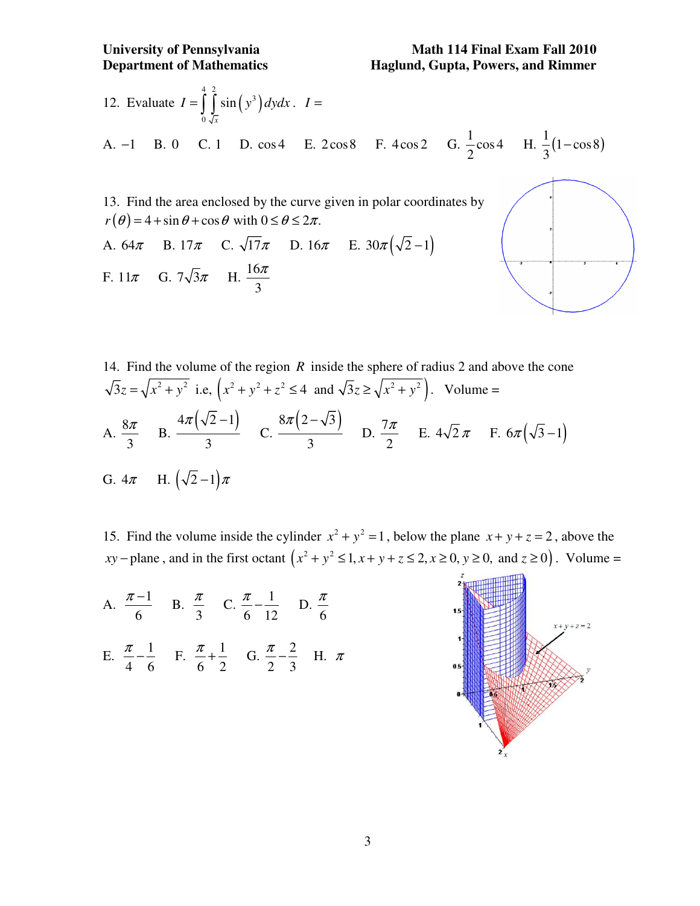12. Evaluate $I = \int_0^4 \int_{\sqrt{x}}^2 \sin\left(y^3\right) dy dx$. $I =$

A. $-1$ B. $0$ C. $1$ D. $\cos 4$ E. $2\cos 8$ F. $4\cos 2$ G. $\frac{1}{2}\cos 4$ H. $\frac{1}{3}(1-\cos 8)$

13. Find the area enclosed by the curve given in polar coordinates by $r(\theta) = 4 + \sin\theta + \cos\theta$ with $0 \le \theta \le 2\pi$.

A. $64\pi$ B. $17\pi$ C. $\sqrt{17}\pi$ D. $16\pi$ E. $30\pi\left(\sqrt{2}-1\right)$

F. $11\pi$ G. $7\sqrt{3}\pi$ H. $\frac{16\pi}{3}$

14. Find the volume of the region $R$ inside the sphere of radius 2 and above the cone $\sqrt{3}z = \sqrt{x^2+y^2}$ i.e, $\left(x^2+y^2+z^2 \le 4 \text{ and } \sqrt{3}z \ge \sqrt{x^2+y^2}\right)$. Volume =

A. $\frac{8\pi}{3}$ B. $\frac{4\pi\left(\sqrt{2}-1\right)}{3}$ C. $\frac{8\pi\left(2-\sqrt{3}\right)}{3}$ D. $\frac{7\pi}{2}$ E. $4\sqrt{2}\,\pi$ F. $6\pi\left(\sqrt{3}-1\right)$

G. $4\pi$ H. $\left(\sqrt{2}-1\right)\pi$

15. Find the volume inside the cylinder $x^2+y^2=1$, below the plane $x+y+z=2$, above the $xy-$plane, and in the first octant $\left(x^2+y^2 \le 1, x+y+z \le 2, x \ge 0, y \ge 0, \text{ and } z \ge 0\right)$. Volume =

A. $\frac{\pi-1}{6}$ B. $\frac{\pi}{3}$ C. $\frac{\pi}{6}-\frac{1}{12}$ D. $\frac{\pi}{6}$

E. $\frac{\pi}{4}-\frac{1}{6}$ F. $\frac{\pi}{6}+\frac{1}{2}$ G. $\frac{\pi}{2}-\frac{2}{3}$ H. $\pi$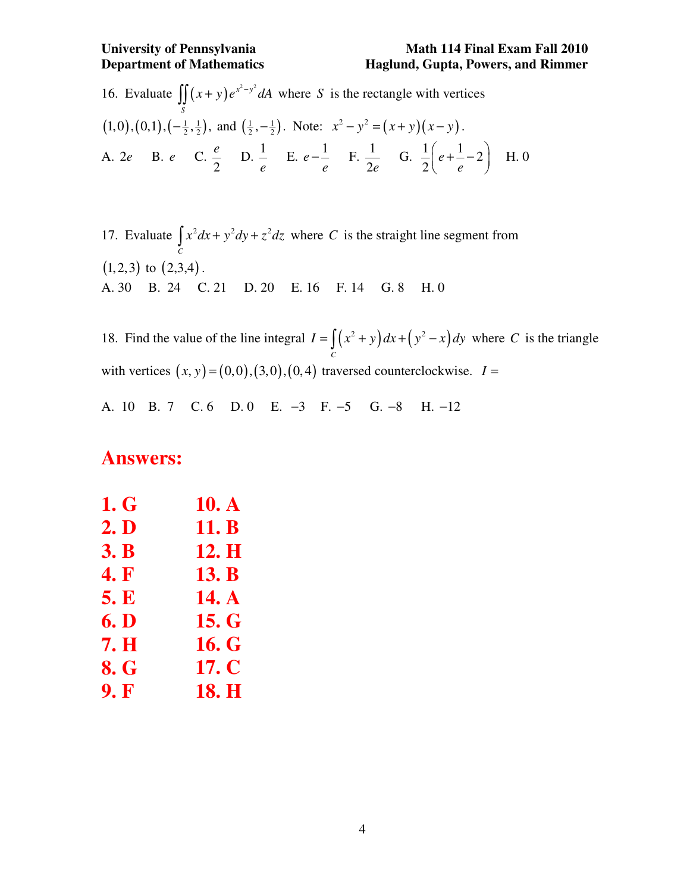16. Evaluate $\iint\limits_S (x+y)e^{x^2-y^2}\,dA$ where $S$ is the rectangle with vertices $(1,0),(0,1),\left(-\frac{1}{2},\frac{1}{2}\right)$, and $\left(\frac{1}{2},-\frac{1}{2}\right)$. Note: $x^2-y^2=(x+y)(x-y)$.

A. $2e$ B. $e$ C. $\frac{e}{2}$ D. $\frac{1}{e}$ E. $e-\frac{1}{e}$ F. $\frac{1}{2e}$ G. $\frac{1}{2}\left(e+\frac{1}{e}-2\right)$ H. 0

17. Evaluate $\int\limits_C x^2dx+y^2dy+z^2dz$ where $C$ is the straight line segment from $(1,2,3)$ to $(2,3,4)$.

A. 30 B. 24 C. 21 D. 20 E. 16 F. 14 G. 8 H. 0

18. Find the value of the line integral $I=\int\limits_C \left(x^2+y\right)dx+\left(y^2-x\right)dy$ where $C$ is the triangle with vertices $(x,y)=(0,0),(3,0),(0,4)$ traversed counterclockwise. $I=$

A. 10 B. 7 C. 6 D. 0 E. $-3$ F. $-5$ G. $-8$ H. $-12$

# Answers:

| | |
|---|---|
| **1. G** | **10. A** |
| **2. D** | **11. B** |
| **3. B** | **12. H** |
| **4. F** | **13. B** |
| **5. E** | **14. A** |
| **6. D** | **15. G** |
| **7. H** | **16. G** |
| **8. G** | **17. C** |
| **9. F** | **18. H** |